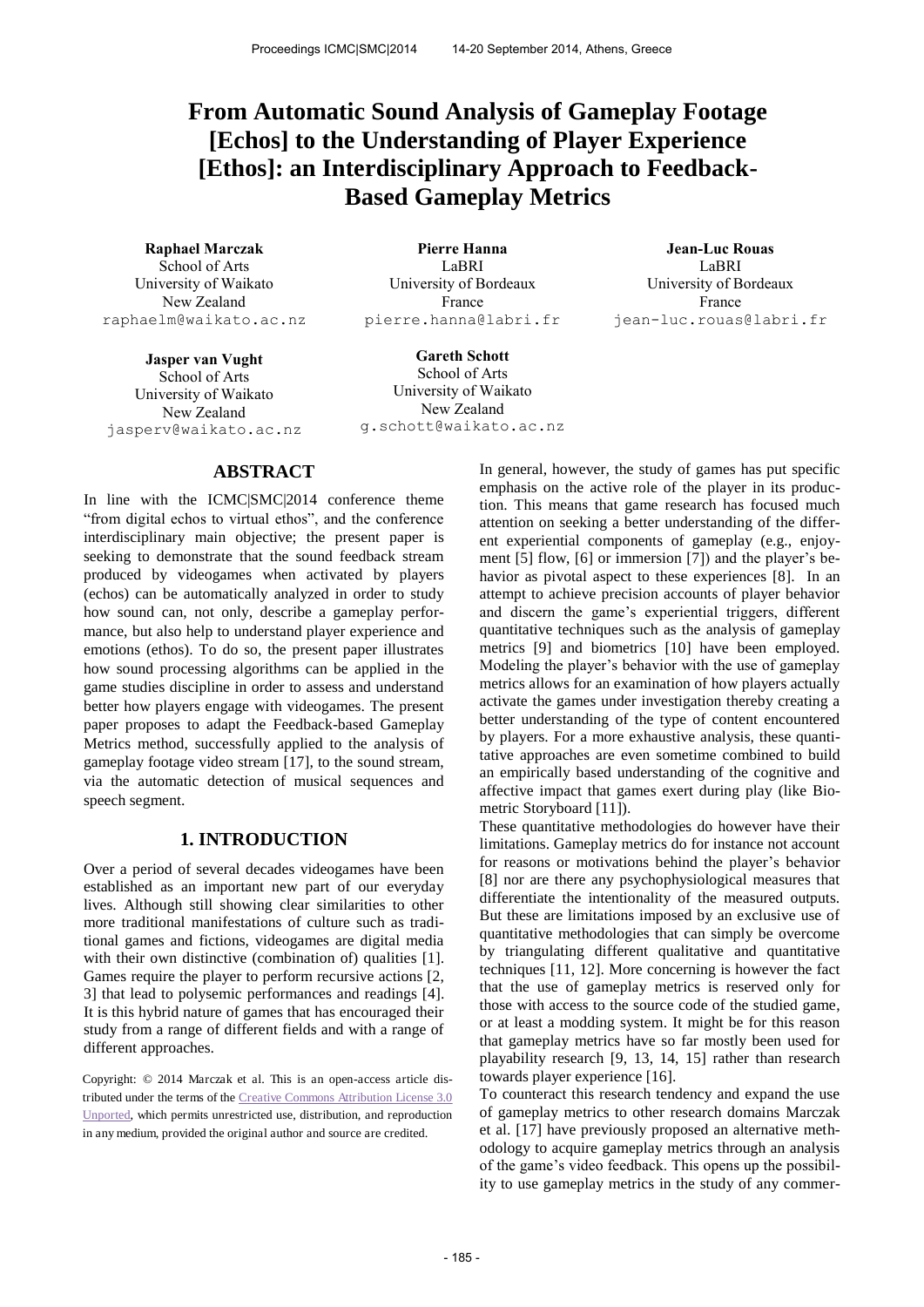# From Automatic Sound Analysis of Gameplay Footage [Echos] to the Understanding of Player Experience [Ethos]: an Interdisciplinary Approach to Feedback-Based Gameplay Metrics

**Raphael Marczak**
School of Arts
University of Waikato
New Zealand
raphaelm@waikato.ac.nz

**Pierre Hanna**
LaBRI
University of Bordeaux
France
pierre.hanna@labri.fr

**Jean-Luc Rouas**
LaBRI
University of Bordeaux
France
jean-luc.rouas@labri.fr

**Jasper van Vught**
School of Arts
University of Waikato
New Zealand
jasperv@waikato.ac.nz

**Gareth Schott**
School of Arts
University of Waikato
New Zealand
g.schott@waikato.ac.nz

## ABSTRACT

In line with the ICMC|SMC|2014 conference theme "from digital echos to virtual ethos", and the conference interdisciplinary main objective; the present paper is seeking to demonstrate that the sound feedback stream produced by videogames when activated by players (echos) can be automatically analyzed in order to study how sound can, not only, describe a gameplay performance, but also help to understand player experience and emotions (ethos). To do so, the present paper illustrates how sound processing algorithms can be applied in the game studies discipline in order to assess and understand better how players engage with videogames. The present paper proposes to adapt the Feedback-based Gameplay Metrics method, successfully applied to the analysis of gameplay footage video stream [17], to the sound stream, via the automatic detection of musical sequences and speech segment.

## 1. INTRODUCTION

Over a period of several decades videogames have been established as an important new part of our everyday lives. Although still showing clear similarities to other more traditional manifestations of culture such as traditional games and fictions, videogames are digital media with their own distinctive (combination of) qualities [1]. Games require the player to perform recursive actions [2, 3] that lead to polysemic performances and readings [4]. It is this hybrid nature of games that has encouraged their study from a range of different fields and with a range of different approaches.

Copyright: © 2014 Marczak et al. This is an open-access article distributed under the terms of the Creative Commons Attribution License 3.0 Unported, which permits unrestricted use, distribution, and reproduction in any medium, provided the original author and source are credited.

In general, however, the study of games has put specific emphasis on the active role of the player in its production. This means that game research has focused much attention on seeking a better understanding of the different experiential components of gameplay (e.g., enjoyment [5] flow, [6] or immersion [7]) and the player's behavior as pivotal aspect to these experiences [8]. In an attempt to achieve precision accounts of player behavior and discern the game's experiential triggers, different quantitative techniques such as the analysis of gameplay metrics [9] and biometrics [10] have been employed. Modeling the player's behavior with the use of gameplay metrics allows for an examination of how players actually activate the games under investigation thereby creating a better understanding of the type of content encountered by players. For a more exhaustive analysis, these quantitative approaches are even sometime combined to build an empirically based understanding of the cognitive and affective impact that games exert during play (like Biometric Storyboard [11]).

These quantitative methodologies do however have their limitations. Gameplay metrics do for instance not account for reasons or motivations behind the player's behavior [8] nor are there any psychophysiological measures that differentiate the intentionality of the measured outputs. But these are limitations imposed by an exclusive use of quantitative methodologies that can simply be overcome by triangulating different qualitative and quantitative techniques [11, 12]. More concerning is however the fact that the use of gameplay metrics is reserved only for those with access to the source code of the studied game, or at least a modding system. It might be for this reason that gameplay metrics have so far mostly been used for playability research [9, 13, 14, 15] rather than research towards player experience [16].

To counteract this research tendency and expand the use of gameplay metrics to other research domains Marczak et al. [17] have previously proposed an alternative methodology to acquire gameplay metrics through an analysis of the game's video feedback. This opens up the possibility to use gameplay metrics in the study of any commer-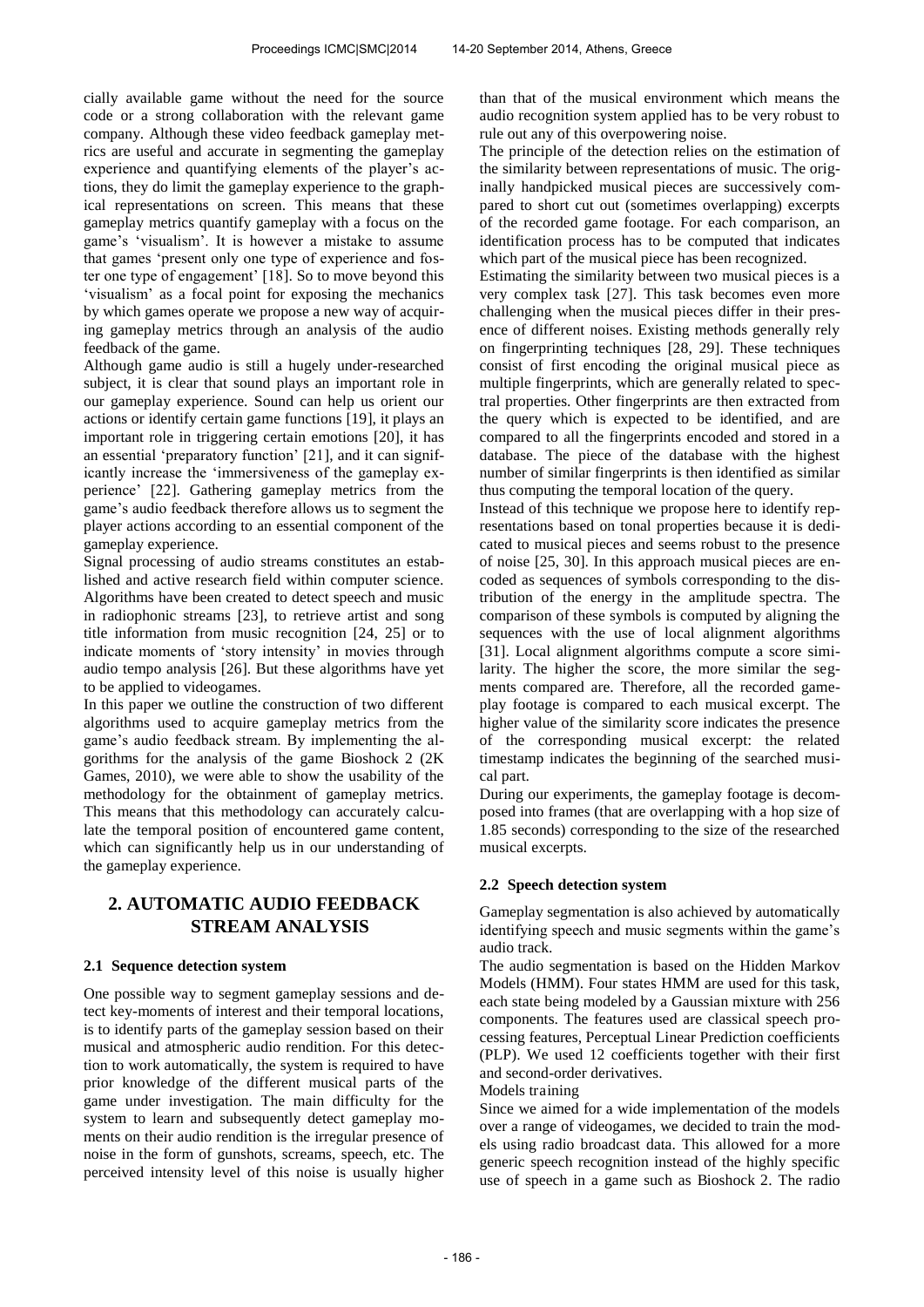cially available game without the need for the source code or a strong collaboration with the relevant game company. Although these video feedback gameplay metrics are useful and accurate in segmenting the gameplay experience and quantifying elements of the player's actions, they do limit the gameplay experience to the graphical representations on screen. This means that these gameplay metrics quantify gameplay with a focus on the game's 'visualism'. It is however a mistake to assume that games 'present only one type of experience and foster one type of engagement' [18]. So to move beyond this 'visualism' as a focal point for exposing the mechanics by which games operate we propose a new way of acquiring gameplay metrics through an analysis of the audio feedback of the game.

Although game audio is still a hugely under-researched subject, it is clear that sound plays an important role in our gameplay experience. Sound can help us orient our actions or identify certain game functions [19], it plays an important role in triggering certain emotions [20], it has an essential 'preparatory function' [21], and it can significantly increase the 'immersiveness of the gameplay experience' [22]. Gathering gameplay metrics from the game's audio feedback therefore allows us to segment the player actions according to an essential component of the gameplay experience.

Signal processing of audio streams constitutes an established and active research field within computer science. Algorithms have been created to detect speech and music in radiophonic streams [23], to retrieve artist and song title information from music recognition [24, 25] or to indicate moments of 'story intensity' in movies through audio tempo analysis [26]. But these algorithms have yet to be applied to videogames.

In this paper we outline the construction of two different algorithms used to acquire gameplay metrics from the game's audio feedback stream. By implementing the algorithms for the analysis of the game Bioshock 2 (2K Games, 2010), we were able to show the usability of the methodology for the obtainment of gameplay metrics. This means that this methodology can accurately calculate the temporal position of encountered game content, which can significantly help us in our understanding of the gameplay experience.

## 2. AUTOMATIC AUDIO FEEDBACK STREAM ANALYSIS

### 2.1 Sequence detection system

One possible way to segment gameplay sessions and detect key-moments of interest and their temporal locations, is to identify parts of the gameplay session based on their musical and atmospheric audio rendition. For this detection to work automatically, the system is required to have prior knowledge of the different musical parts of the game under investigation. The main difficulty for the system to learn and subsequently detect gameplay moments on their audio rendition is the irregular presence of noise in the form of gunshots, screams, speech, etc. The perceived intensity level of this noise is usually higher than that of the musical environment which means the audio recognition system applied has to be very robust to rule out any of this overpowering noise.

The principle of the detection relies on the estimation of the similarity between representations of music. The originally handpicked musical pieces are successively compared to short cut out (sometimes overlapping) excerpts of the recorded game footage. For each comparison, an identification process has to be computed that indicates which part of the musical piece has been recognized.

Estimating the similarity between two musical pieces is a very complex task [27]. This task becomes even more challenging when the musical pieces differ in their presence of different noises. Existing methods generally rely on fingerprinting techniques [28, 29]. These techniques consist of first encoding the original musical piece as multiple fingerprints, which are generally related to spectral properties. Other fingerprints are then extracted from the query which is expected to be identified, and are compared to all the fingerprints encoded and stored in a database. The piece of the database with the highest number of similar fingerprints is then identified as similar thus computing the temporal location of the query.

Instead of this technique we propose here to identify representations based on tonal properties because it is dedicated to musical pieces and seems robust to the presence of noise [25, 30]. In this approach musical pieces are encoded as sequences of symbols corresponding to the distribution of the energy in the amplitude spectra. The comparison of these symbols is computed by aligning the sequences with the use of local alignment algorithms [31]. Local alignment algorithms compute a score similarity. The higher the score, the more similar the segments compared are. Therefore, all the recorded gameplay footage is compared to each musical excerpt. The higher value of the similarity score indicates the presence of the corresponding musical excerpt: the related timestamp indicates the beginning of the searched musical part.

During our experiments, the gameplay footage is decomposed into frames (that are overlapping with a hop size of 1.85 seconds) corresponding to the size of the researched musical excerpts.

### 2.2 Speech detection system

Gameplay segmentation is also achieved by automatically identifying speech and music segments within the game's audio track.

The audio segmentation is based on the Hidden Markov Models (HMM). Four states HMM are used for this task, each state being modeled by a Gaussian mixture with 256 components. The features used are classical speech processing features, Perceptual Linear Prediction coefficients (PLP). We used 12 coefficients together with their first and second-order derivatives.

Models training

Since we aimed for a wide implementation of the models over a range of videogames, we decided to train the models using radio broadcast data. This allowed for a more generic speech recognition instead of the highly specific use of speech in a game such as Bioshock 2. The radio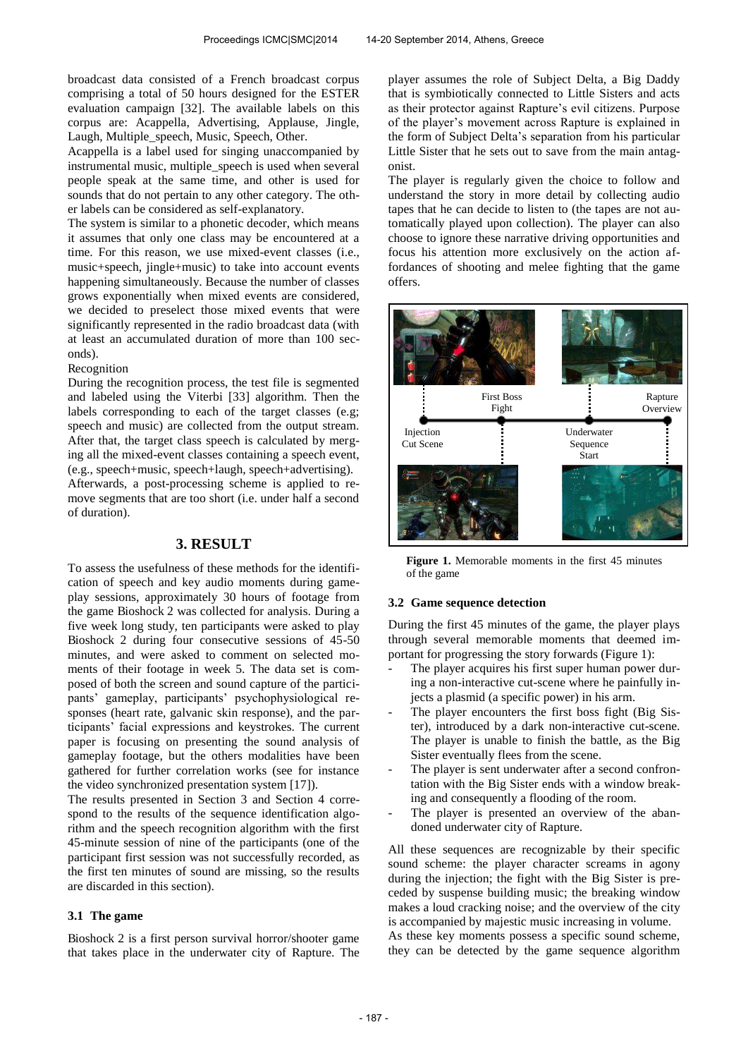broadcast data consisted of a French broadcast corpus comprising a total of 50 hours designed for the ESTER evaluation campaign [32]. The available labels on this corpus are: Acappella, Advertising, Applause, Jingle, Laugh, Multiple_speech, Music, Speech, Other.

Acappella is a label used for singing unaccompanied by instrumental music, multiple_speech is used when several people speak at the same time, and other is used for sounds that do not pertain to any other category. The other labels can be considered as self-explanatory.

The system is similar to a phonetic decoder, which means it assumes that only one class may be encountered at a time. For this reason, we use mixed-event classes (i.e., music+speech, jingle+music) to take into account events happening simultaneously. Because the number of classes grows exponentially when mixed events are considered, we decided to preselect those mixed events that were significantly represented in the radio broadcast data (with at least an accumulated duration of more than 100 seconds).

Recognition

During the recognition process, the test file is segmented and labeled using the Viterbi [33] algorithm. Then the labels corresponding to each of the target classes (e.g; speech and music) are collected from the output stream. After that, the target class speech is calculated by merging all the mixed-event classes containing a speech event, (e.g., speech+music, speech+laugh, speech+advertising). Afterwards, a post-processing scheme is applied to remove segments that are too short (i.e. under half a second of duration).

## 3. RESULT

To assess the usefulness of these methods for the identification of speech and key audio moments during gameplay sessions, approximately 30 hours of footage from the game Bioshock 2 was collected for analysis. During a five week long study, ten participants were asked to play Bioshock 2 during four consecutive sessions of 45-50 minutes, and were asked to comment on selected moments of their footage in week 5. The data set is composed of both the screen and sound capture of the participants' gameplay, participants' psychophysiological responses (heart rate, galvanic skin response), and the participants' facial expressions and keystrokes. The current paper is focusing on presenting the sound analysis of gameplay footage, but the others modalities have been gathered for further correlation works (see for instance the video synchronized presentation system [17]).

The results presented in Section 3 and Section 4 correspond to the results of the sequence identification algorithm and the speech recognition algorithm with the first 45-minute session of nine of the participants (one of the participant first session was not successfully recorded, as the first ten minutes of sound are missing, so the results are discarded in this section).

### 3.1 The game

Bioshock 2 is a first person survival horror/shooter game that takes place in the underwater city of Rapture. The player assumes the role of Subject Delta, a Big Daddy that is symbiotically connected to Little Sisters and acts as their protector against Rapture's evil citizens. Purpose of the player's movement across Rapture is explained in the form of Subject Delta's separation from his particular Little Sister that he sets out to save from the main antagonist.

The player is regularly given the choice to follow and understand the story in more detail by collecting audio tapes that he can decide to listen to (the tapes are not automatically played upon collection). The player can also choose to ignore these narrative driving opportunities and focus his attention more exclusively on the action affordances of shooting and melee fighting that the game offers.

Injection Cut Scene — First Boss Fight — Underwater Sequence Start — Rapture Overview

**Figure 1.** Memorable moments in the first 45 minutes of the game

### 3.2 Game sequence detection

During the first 45 minutes of the game, the player plays through several memorable moments that deemed important for progressing the story forwards (Figure 1):

- The player acquires his first super human power during a non-interactive cut-scene where he painfully injects a plasmid (a specific power) in his arm.
- The player encounters the first boss fight (Big Sister), introduced by a dark non-interactive cut-scene. The player is unable to finish the battle, as the Big Sister eventually flees from the scene.
- The player is sent underwater after a second confrontation with the Big Sister ends with a window breaking and consequently a flooding of the room.
- The player is presented an overview of the abandoned underwater city of Rapture.

All these sequences are recognizable by their specific sound scheme: the player character screams in agony during the injection; the fight with the Big Sister is preceded by suspense building music; the breaking window makes a loud cracking noise; and the overview of the city is accompanied by majestic music increasing in volume.

As these key moments possess a specific sound scheme, they can be detected by the game sequence algorithm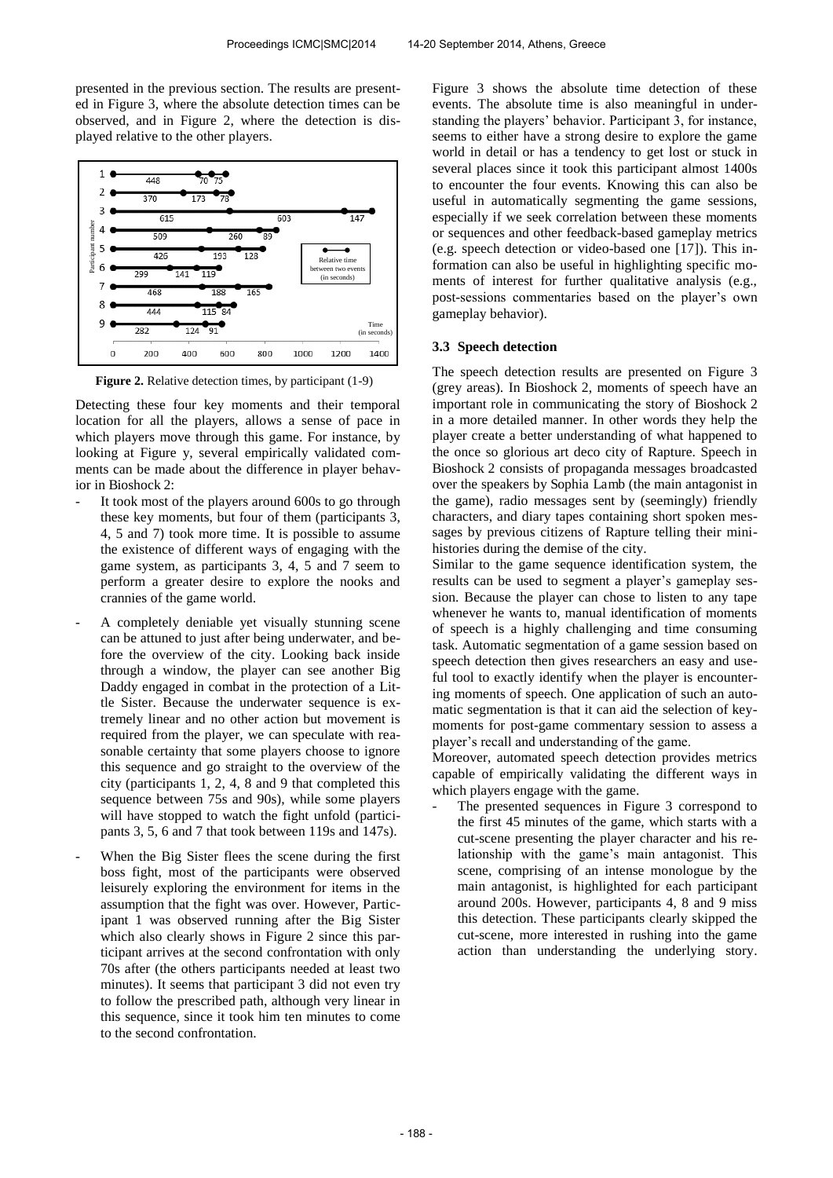presented in the previous section. The results are presented in Figure 3, where the absolute detection times can be observed, and in Figure 2, where the detection is displayed relative to the other players.

**Figure 2.** Relative detection times, by participant (1-9)

Detecting these four key moments and their temporal location for all the players, allows a sense of pace in which players move through this game. For instance, by looking at Figure y, several empirically validated comments can be made about the difference in player behavior in Bioshock 2:

- It took most of the players around 600s to go through these key moments, but four of them (participants 3, 4, 5 and 7) took more time. It is possible to assume the existence of different ways of engaging with the game system, as participants 3, 4, 5 and 7 seem to perform a greater desire to explore the nooks and crannies of the game world.
- A completely deniable yet visually stunning scene can be attuned to just after being underwater, and before the overview of the city. Looking back inside through a window, the player can see another Big Daddy engaged in combat in the protection of a Little Sister. Because the underwater sequence is extremely linear and no other action but movement is required from the player, we can speculate with reasonable certainty that some players choose to ignore this sequence and go straight to the overview of the city (participants 1, 2, 4, 8 and 9 that completed this sequence between 75s and 90s), while some players will have stopped to watch the fight unfold (participants 3, 5, 6 and 7 that took between 119s and 147s).
- When the Big Sister flees the scene during the first boss fight, most of the participants were observed leisurely exploring the environment for items in the assumption that the fight was over. However, Participant 1 was observed running after the Big Sister which also clearly shows in Figure 2 since this participant arrives at the second confrontation with only 70s after (the others participants needed at least two minutes). It seems that participant 3 did not even try to follow the prescribed path, although very linear in this sequence, since it took him ten minutes to come to the second confrontation.

Figure 3 shows the absolute time detection of these events. The absolute time is also meaningful in understanding the players' behavior. Participant 3, for instance, seems to either have a strong desire to explore the game world in detail or has a tendency to get lost or stuck in several places since it took this participant almost 1400s to encounter the four events. Knowing this can also be useful in automatically segmenting the game sessions, especially if we seek correlation between these moments or sequences and other feedback-based gameplay metrics (e.g. speech detection or video-based one [17]). This information can also be useful in highlighting specific moments of interest for further qualitative analysis (e.g., post-sessions commentaries based on the player's own gameplay behavior).

### 3.3 Speech detection

The speech detection results are presented on Figure 3 (grey areas). In Bioshock 2, moments of speech have an important role in communicating the story of Bioshock 2 in a more detailed manner. In other words they help the player create a better understanding of what happened to the once so glorious art deco city of Rapture. Speech in Bioshock 2 consists of propaganda messages broadcasted over the speakers by Sophia Lamb (the main antagonist in the game), radio messages sent by (seemingly) friendly characters, and diary tapes containing short spoken messages by previous citizens of Rapture telling their mini-histories during the demise of the city.

Similar to the game sequence identification system, the results can be used to segment a player's gameplay session. Because the player can chose to listen to any tape whenever he wants to, manual identification of moments of speech is a highly challenging and time consuming task. Automatic segmentation of a game session based on speech detection then gives researchers an easy and useful tool to exactly identify when the player is encountering moments of speech. One application of such an automatic segmentation is that it can aid the selection of key-moments for post-game commentary session to assess a player's recall and understanding of the game.

Moreover, automated speech detection provides metrics capable of empirically validating the different ways in which players engage with the game.

- The presented sequences in Figure 3 correspond to the first 45 minutes of the game, which starts with a cut-scene presenting the player character and his relationship with the game's main antagonist. This scene, comprising of an intense monologue by the main antagonist, is highlighted for each participant around 200s. However, participants 4, 8 and 9 miss this detection. These participants clearly skipped the cut-scene, more interested in rushing into the game action than understanding the underlying story.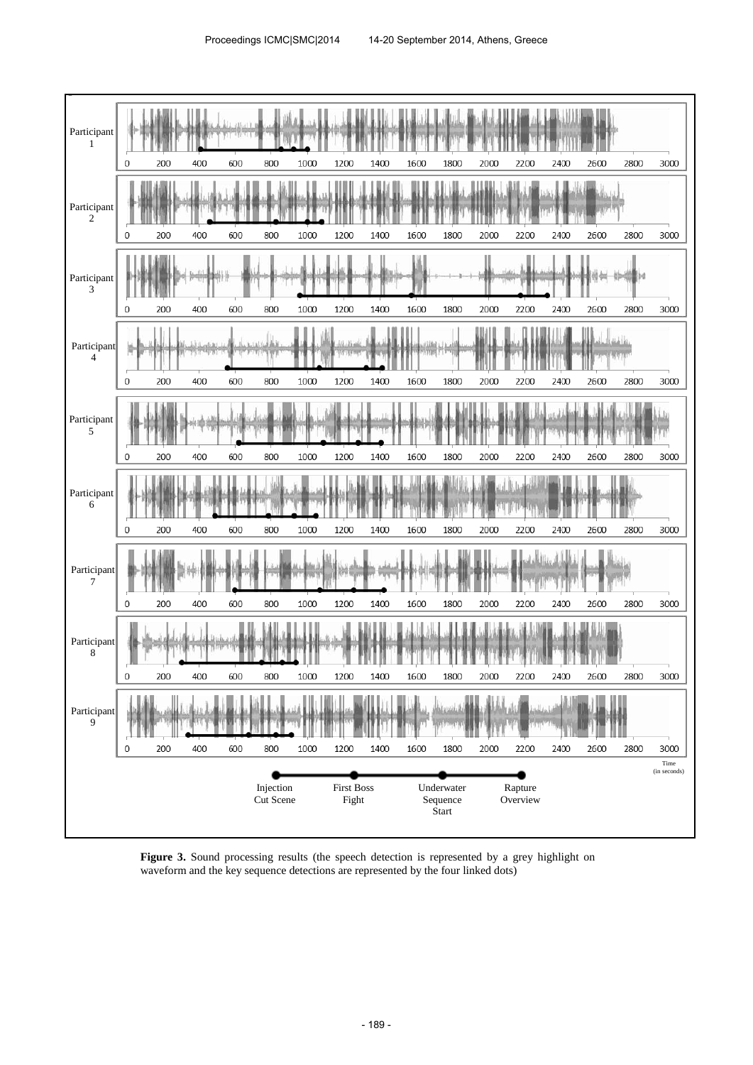**Figure 3.** Sound processing results (the speech detection is represented by a grey highlight on waveform and the key sequence detections are represented by the four linked dots)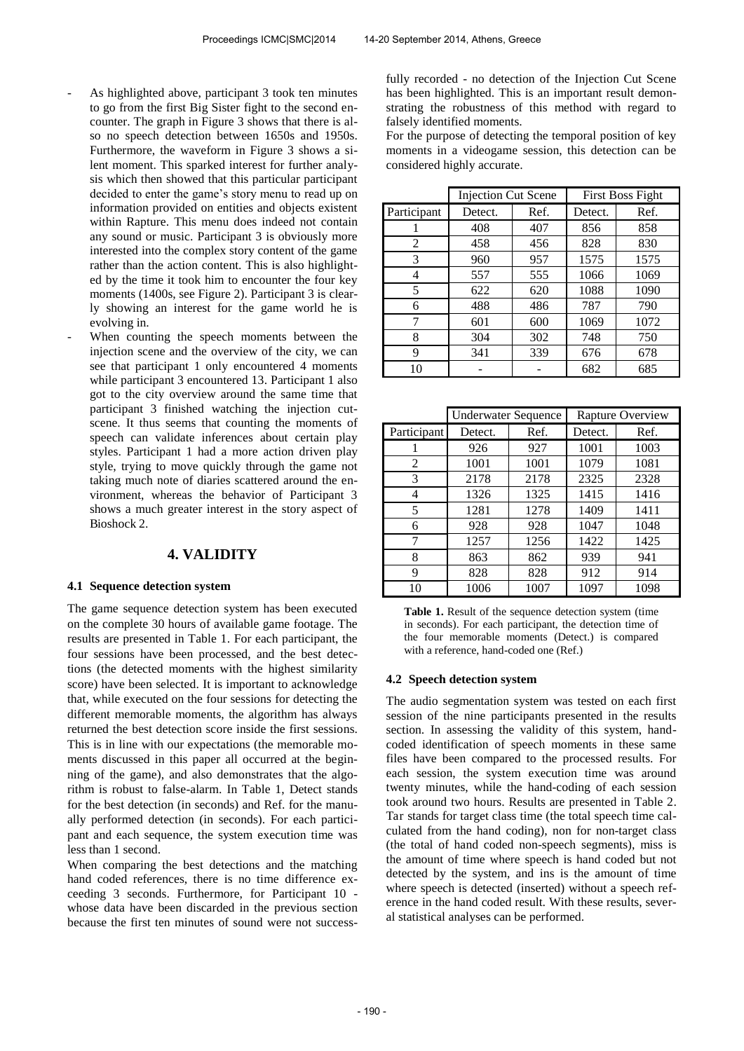- As highlighted above, participant 3 took ten minutes to go from the first Big Sister fight to the second encounter. The graph in Figure 3 shows that there is also no speech detection between 1650s and 1950s. Furthermore, the waveform in Figure 3 shows a silent moment. This sparked interest for further analysis which then showed that this particular participant decided to enter the game's story menu to read up on information provided on entities and objects existent within Rapture. This menu does indeed not contain any sound or music. Participant 3 is obviously more interested into the complex story content of the game rather than the action content. This is also highlighted by the time it took him to encounter the four key moments (1400s, see Figure 2). Participant 3 is clearly showing an interest for the game world he is evolving in.
- When counting the speech moments between the injection scene and the overview of the city, we can see that participant 1 only encountered 4 moments while participant 3 encountered 13. Participant 1 also got to the city overview around the same time that participant 3 finished watching the injection cutscene. It thus seems that counting the moments of speech can validate inferences about certain play styles. Participant 1 had a more action driven play style, trying to move quickly through the game not taking much note of diaries scattered around the environment, whereas the behavior of Participant 3 shows a much greater interest in the story aspect of Bioshock 2.

## 4. VALIDITY

### 4.1 Sequence detection system

The game sequence detection system has been executed on the complete 30 hours of available game footage. The results are presented in Table 1. For each participant, the four sessions have been processed, and the best detections (the detected moments with the highest similarity score) have been selected. It is important to acknowledge that, while executed on the four sessions for detecting the different memorable moments, the algorithm has always returned the best detection score inside the first sessions. This is in line with our expectations (the memorable moments discussed in this paper all occurred at the beginning of the game), and also demonstrates that the algorithm is robust to false-alarm. In Table 1, Detect stands for the best detection (in seconds) and Ref. for the manually performed detection (in seconds). For each participant and each sequence, the system execution time was less than 1 second.

When comparing the best detections and the matching hand coded references, there is no time difference exceeding 3 seconds. Furthermore, for Participant 10 - whose data have been discarded in the previous section because the first ten minutes of sound were not successfully recorded - no detection of the Injection Cut Scene has been highlighted. This is an important result demonstrating the robustness of this method with regard to falsely identified moments.

For the purpose of detecting the temporal position of key moments in a videogame session, this detection can be considered highly accurate.

| | Injection Cut Scene | | First Boss Fight | |
|---|---|---|---|---|
| Participant | Detect. | Ref. | Detect. | Ref. |
| 1 | 408 | 407 | 856 | 858 |
| 2 | 458 | 456 | 828 | 830 |
| 3 | 960 | 957 | 1575 | 1575 |
| 4 | 557 | 555 | 1066 | 1069 |
| 5 | 622 | 620 | 1088 | 1090 |
| 6 | 488 | 486 | 787 | 790 |
| 7 | 601 | 600 | 1069 | 1072 |
| 8 | 304 | 302 | 748 | 750 |
| 9 | 341 | 339 | 676 | 678 |
| 10 | - | - | 682 | 685 |

| | Underwater Sequence | | Rapture Overview | |
|---|---|---|---|---|
| Participant | Detect. | Ref. | Detect. | Ref. |
| 1 | 926 | 927 | 1001 | 1003 |
| 2 | 1001 | 1001 | 1079 | 1081 |
| 3 | 2178 | 2178 | 2325 | 2328 |
| 4 | 1326 | 1325 | 1415 | 1416 |
| 5 | 1281 | 1278 | 1409 | 1411 |
| 6 | 928 | 928 | 1047 | 1048 |
| 7 | 1257 | 1256 | 1422 | 1425 |
| 8 | 863 | 862 | 939 | 941 |
| 9 | 828 | 828 | 912 | 914 |
| 10 | 1006 | 1007 | 1097 | 1098 |

**Table 1.** Result of the sequence detection system (time in seconds). For each participant, the detection time of the four memorable moments (Detect.) is compared with a reference, hand-coded one (Ref.)

### 4.2 Speech detection system

The audio segmentation system was tested on each first session of the nine participants presented in the results section. In assessing the validity of this system, hand-coded identification of speech moments in these same files have been compared to the processed results. For each session, the system execution time was around twenty minutes, while the hand-coding of each session took around two hours. Results are presented in Table 2. Tar stands for target class time (the total speech time calculated from the hand coding), non for non-target class (the total of hand coded non-speech segments), miss is the amount of time where speech is hand coded but not detected by the system, and ins is the amount of time where speech is detected (inserted) without a speech reference in the hand coded result. With these results, several statistical analyses can be performed.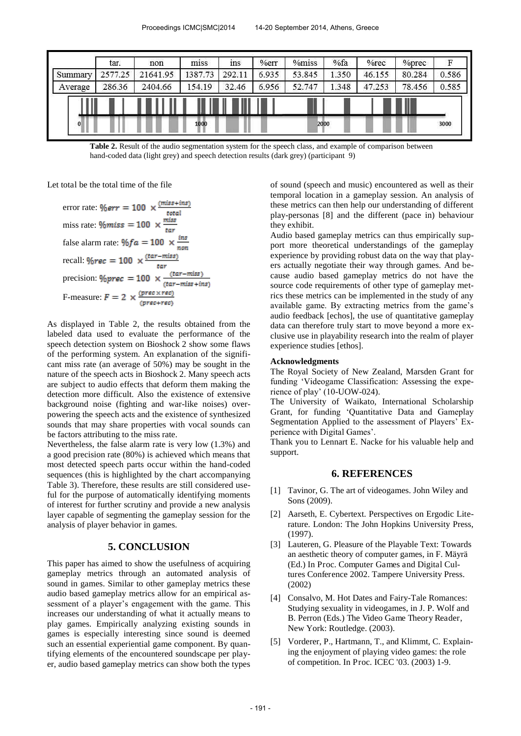|  | tar. | non | miss | ins | %err | %miss | %fa | %rec | %prec | F |
|---|---|---|---|---|---|---|---|---|---|---|
| Summary | 2577.25 | 21641.95 | 1387.73 | 292.11 | 6.935 | 53.845 | 1.350 | 46.155 | 80.284 | 0.586 |
| Average | 286.36 | 2404.66 | 154.19 | 32.46 | 6.956 | 52.747 | 1.348 | 47.253 | 78.456 | 0.585 |

**Table 2.** Result of the audio segmentation system for the speech class, and example of comparison between hand-coded data (light grey) and speech detection results (dark grey) (participant 9)

Let total be the total time of the file

error rate: $\%err = 100 \times \frac{(miss+ins)}{total}$

miss rate: $\%miss = 100 \times \frac{miss}{tar}$

false alarm rate: $\%fa = 100 \times \frac{ins}{non}$

recall: $\%rec = 100 \times \frac{(tar-miss)}{tar}$

precision: $\%prec = 100 \times \frac{(tar-miss)}{(tar-miss+ins)}$

F-measure: $F = 2 \times \frac{(prec \times rec)}{(prec+rec)}$

As displayed in Table 2, the results obtained from the labeled data used to evaluate the performance of the speech detection system on Bioshock 2 show some flaws of the performing system. An explanation of the significant miss rate (an average of 50%) may be sought in the nature of the speech acts in Bioshock 2. Many speech acts are subject to audio effects that deform them making the detection more difficult. Also the existence of extensive background noise (fighting and war-like noises) overpowering the speech acts and the existence of synthesized sounds that may share properties with vocal sounds can be factors attributing to the miss rate.

Nevertheless, the false alarm rate is very low (1.3%) and a good precision rate (80%) is achieved which means that most detected speech parts occur within the hand-coded sequences (this is highlighted by the chart accompanying Table 3). Therefore, these results are still considered useful for the purpose of automatically identifying moments of interest for further scrutiny and provide a new analysis layer capable of segmenting the gameplay session for the analysis of player behavior in games.

## 5. CONCLUSION

This paper has aimed to show the usefulness of acquiring gameplay metrics through an automated analysis of sound in games. Similar to other gameplay metrics these audio based gameplay metrics allow for an empirical assessment of a player's engagement with the game. This increases our understanding of what it actually means to play games. Empirically analyzing existing sounds in games is especially interesting since sound is deemed such an essential experiential game component. By quantifying elements of the encountered soundscape per player, audio based gameplay metrics can show both the types of sound (speech and music) encountered as well as their temporal location in a gameplay session. An analysis of these metrics can then help our understanding of different play-personas [8] and the different (pace in) behaviour they exhibit.

Audio based gameplay metrics can thus empirically support more theoretical understandings of the gameplay experience by providing robust data on the way that players actually negotiate their way through games. And because audio based gameplay metrics do not have the source code requirements of other type of gameplay metrics these metrics can be implemented in the study of any available game. By extracting metrics from the game's audio feedback [echos], the use of quantitative gameplay data can therefore truly start to move beyond a more exclusive use in playability research into the realm of player experience studies [ethos].

### Acknowledgments

The Royal Society of New Zealand, Marsden Grant for funding 'Videogame Classification: Assessing the experience of play' (10-UOW-024).

The University of Waikato, International Scholarship Grant, for funding 'Quantitative Data and Gameplay Segmentation Applied to the assessment of Players' Experience with Digital Games'.

Thank you to Lennart E. Nacke for his valuable help and support.

## 6. REFERENCES

[1] Tavinor, G. The art of videogames. John Wiley and Sons (2009).

[2] Aarseth, E. Cybertext. Perspectives on Ergodic Literature. London: The John Hopkins University Press, (1997).

[3] Lauteren, G. Pleasure of the Playable Text: Towards an aesthetic theory of computer games, in F. Mäyrä (Ed.) In Proc. Computer Games and Digital Cultures Conference 2002. Tampere University Press. (2002)

[4] Consalvo, M. Hot Dates and Fairy-Tale Romances: Studying sexuality in videogames, in J. P. Wolf and B. Perron (Eds.) The Video Game Theory Reader, New York: Routledge. (2003).

[5] Vorderer, P., Hartmann, T., and Klimmt, C. Explaining the enjoyment of playing video games: the role of competition. In Proc. ICEC '03. (2003) 1-9.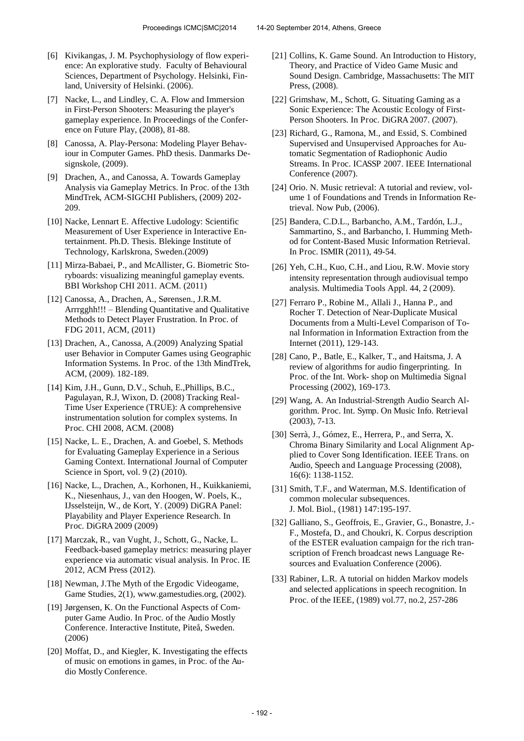[6] Kivikangas, J. M. Psychophysiology of flow experience: An explorative study. Faculty of Behavioural Sciences, Department of Psychology. Helsinki, Finland, University of Helsinki. (2006).

[7] Nacke, L., and Lindley, C. A. Flow and Immersion in First-Person Shooters: Measuring the player's gameplay experience. In Proceedings of the Conference on Future Play, (2008), 81-88.

[8] Canossa, A. Play-Persona: Modeling Player Behaviour in Computer Games. PhD thesis. Danmarks Designskole, (2009).

[9] Drachen, A., and Canossa, A. Towards Gameplay Analysis via Gameplay Metrics. In Proc. of the 13th MindTrek, ACM-SIGCHI Publishers, (2009) 202-209.

[10] Nacke, Lennart E. Affective Ludology: Scientific Measurement of User Experience in Interactive Entertainment. Ph.D. Thesis. Blekinge Institute of Technology, Karlskrona, Sweden.(2009)

[11] Mirza-Babaei, P., and McAllister, G. Biometric Storyboards: visualizing meaningful gameplay events. BBI Workshop CHI 2011. ACM. (2011)

[12] Canossa, A., Drachen, A., Sørensen., J.R.M. Arrrgghh!!! – Blending Quantitative and Qualitative Methods to Detect Player Frustration. In Proc. of FDG 2011, ACM, (2011)

[13] Drachen, A., Canossa, A.(2009) Analyzing Spatial user Behavior in Computer Games using Geographic Information Systems. In Proc. of the 13th MindTrek, ACM, (2009). 182-189.

[14] Kim, J.H., Gunn, D.V., Schuh, E.,Phillips, B.C., Pagulayan, R.J, Wixon, D. (2008) Tracking Real-Time User Experience (TRUE): A comprehensive instrumentation solution for complex systems. In Proc. CHI 2008, ACM. (2008)

[15] Nacke, L. E., Drachen, A. and Goebel, S. Methods for Evaluating Gameplay Experience in a Serious Gaming Context. International Journal of Computer Science in Sport, vol. 9 (2) (2010).

[16] Nacke, L., Drachen, A., Korhonen, H., Kuikkaniemi, K., Niesenhaus, J., van den Hoogen, W. Poels, K., IJsselsteijn, W., de Kort, Y. (2009) DiGRA Panel: Playability and Player Experience Research. In Proc. DiGRA 2009 (2009)

[17] Marczak, R., van Vught, J., Schott, G., Nacke, L. Feedback-based gameplay metrics: measuring player experience via automatic visual analysis. In Proc. IE 2012, ACM Press (2012).

[18] Newman, J.The Myth of the Ergodic Videogame, Game Studies, 2(1), www.gamestudies.org, (2002).

[19] Jørgensen, K. On the Functional Aspects of Computer Game Audio. In Proc. of the Audio Mostly Conference. Interactive Institute, Piteå, Sweden. (2006)

[20] Moffat, D., and Kiegler, K. Investigating the effects of music on emotions in games, in Proc. of the Audio Mostly Conference.

[21] Collins, K. Game Sound. An Introduction to History, Theory, and Practice of Video Game Music and Sound Design. Cambridge, Massachusetts: The MIT Press, (2008).

[22] Grimshaw, M., Schott, G. Situating Gaming as a Sonic Experience: The Acoustic Ecology of First-Person Shooters. In Proc. DiGRA 2007. (2007).

[23] Richard, G., Ramona, M., and Essid, S. Combined Supervised and Unsupervised Approaches for Automatic Segmentation of Radiophonic Audio Streams. In Proc. ICASSP 2007. IEEE International Conference (2007).

[24] Orio. N. Music retrieval: A tutorial and review, volume 1 of Foundations and Trends in Information Retrieval. Now Pub, (2006).

[25] Bandera, C.D.L., Barbancho, A.M., Tardón, L.J., Sammartino, S., and Barbancho, I. Humming Method for Content-Based Music Information Retrieval. In Proc. ISMIR (2011), 49-54.

[26] Yeh, C.H., Kuo, C.H., and Liou, R.W. Movie story intensity representation through audiovisual tempo analysis. Multimedia Tools Appl. 44, 2 (2009).

[27] Ferraro P., Robine M., Allali J., Hanna P., and Rocher T. Detection of Near-Duplicate Musical Documents from a Multi-Level Comparison of Tonal Information in Information Extraction from the Internet (2011), 129-143.

[28] Cano, P., Batle, E., Kalker, T., and Haitsma, J. A review of algorithms for audio fingerprinting. In Proc. of the Int. Work- shop on Multimedia Signal Processing (2002), 169-173.

[29] Wang, A. An Industrial-Strength Audio Search Algorithm. Proc. Int. Symp. On Music Info. Retrieval (2003), 7-13.

[30] Serrà, J., Gómez, E., Herrera, P., and Serra, X. Chroma Binary Similarity and Local Alignment Applied to Cover Song Identification. IEEE Trans. on Audio, Speech and Language Processing (2008), 16(6): 1138-1152.

[31] Smith, T.F., and Waterman, M.S. Identification of common molecular subsequences. J. Mol. Biol., (1981) 147:195-197.

[32] Galliano, S., Geoffrois, E., Gravier, G., Bonastre, J.-F., Mostefa, D., and Choukri, K. Corpus description of the ESTER evaluation campaign for the rich transcription of French broadcast news Language Resources and Evaluation Conference (2006).

[33] Rabiner, L.R. A tutorial on hidden Markov models and selected applications in speech recognition. In Proc. of the IEEE, (1989) vol.77, no.2, 257-286